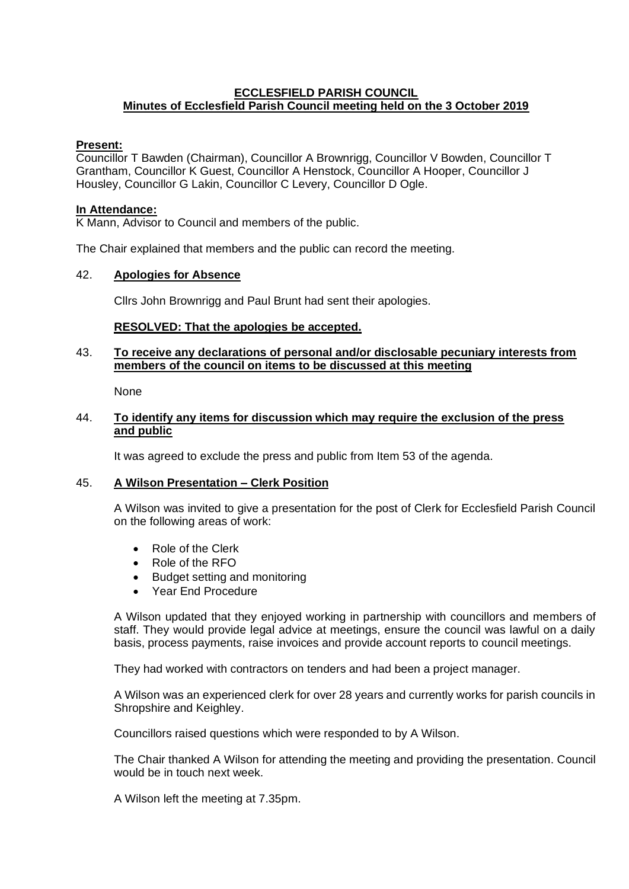# ECCLESFIELD PARISH COUNCIL
## Minutes of Ecclesfield Parish Council meeting held on the 3 October 2019

**Present:**
Councillor T Bawden (Chairman), Councillor A Brownrigg, Councillor V Bowden, Councillor T Grantham, Councillor K Guest, Councillor A Henstock, Councillor A Hooper, Councillor J Housley, Councillor G Lakin, Councillor C Levery, Councillor D Ogle.

**In Attendance:**
K Mann, Advisor to Council and members of the public.

The Chair explained that members and the public can record the meeting.

42. **Apologies for Absence**

Cllrs John Brownrigg and Paul Brunt had sent their apologies.

**RESOLVED: That the apologies be accepted.**

43. **To receive any declarations of personal and/or disclosable pecuniary interests from members of the council on items to be discussed at this meeting**

None

44. **To identify any items for discussion which may require the exclusion of the press and public**

It was agreed to exclude the press and public from Item 53 of the agenda.

45. **A Wilson Presentation – Clerk Position**

A Wilson was invited to give a presentation for the post of Clerk for Ecclesfield Parish Council on the following areas of work:

- Role of the Clerk
- Role of the RFO
- Budget setting and monitoring
- Year End Procedure

A Wilson updated that they enjoyed working in partnership with councillors and members of staff. They would provide legal advice at meetings, ensure the council was lawful on a daily basis, process payments, raise invoices and provide account reports to council meetings.

They had worked with contractors on tenders and had been a project manager.

A Wilson was an experienced clerk for over 28 years and currently works for parish councils in Shropshire and Keighley.

Councillors raised questions which were responded to by A Wilson.

The Chair thanked A Wilson for attending the meeting and providing the presentation. Council would be in touch next week.

A Wilson left the meeting at 7.35pm.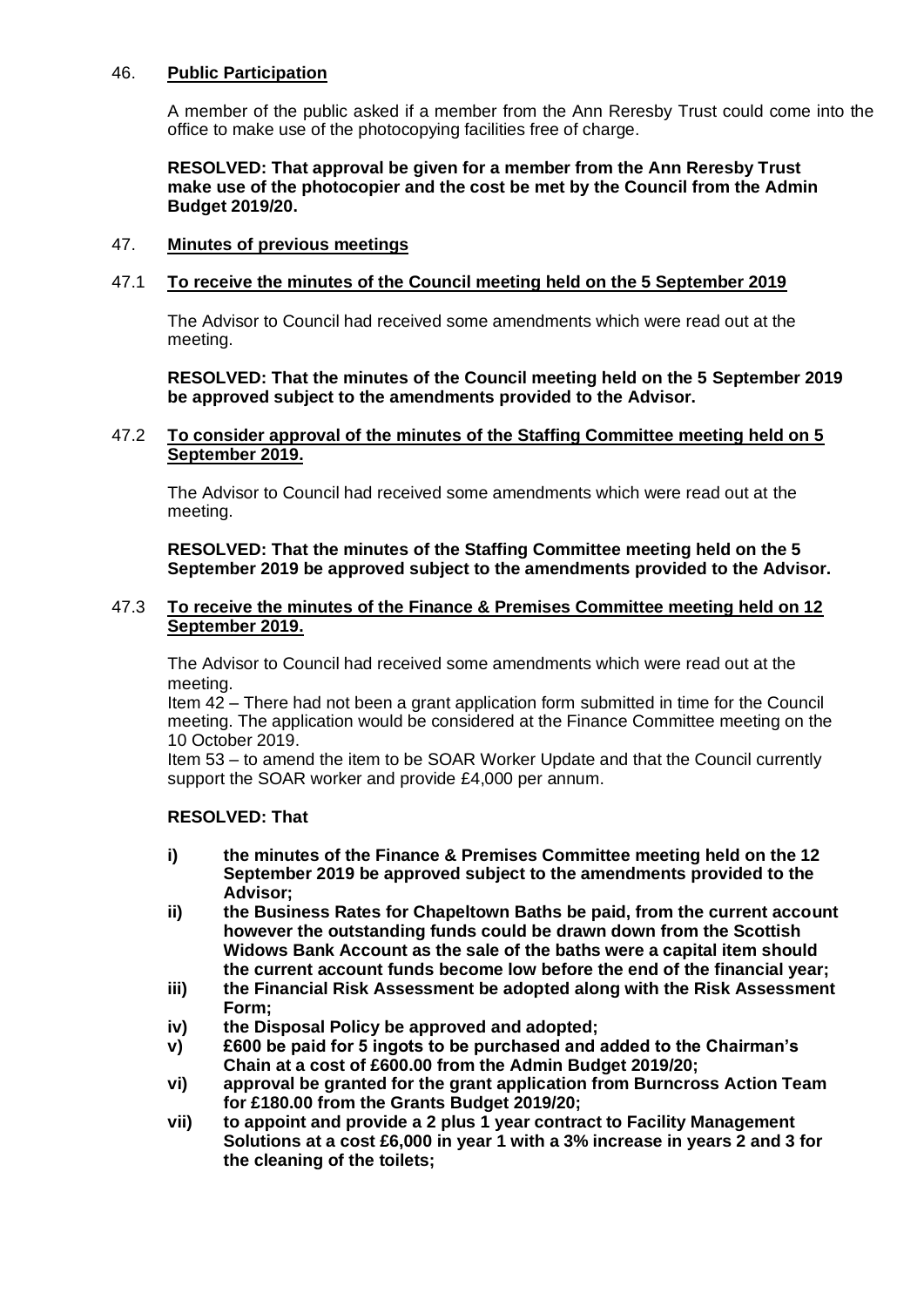46. **Public Participation**

A member of the public asked if a member from the Ann Reresby Trust could come into the office to make use of the photocopying facilities free of charge.

**RESOLVED: That approval be given for a member from the Ann Reresby Trust make use of the photocopier and the cost be met by the Council from the Admin Budget 2019/20.**

47. **Minutes of previous meetings**

47.1 **To receive the minutes of the Council meeting held on the 5 September 2019**

The Advisor to Council had received some amendments which were read out at the meeting.

**RESOLVED: That the minutes of the Council meeting held on the 5 September 2019 be approved subject to the amendments provided to the Advisor.**

47.2 **To consider approval of the minutes of the Staffing Committee meeting held on 5 September 2019.**

The Advisor to Council had received some amendments which were read out at the meeting.

**RESOLVED: That the minutes of the Staffing Committee meeting held on the 5 September 2019 be approved subject to the amendments provided to the Advisor.**

47.3 **To receive the minutes of the Finance & Premises Committee meeting held on 12 September 2019.**

The Advisor to Council had received some amendments which were read out at the meeting.

Item 42 – There had not been a grant application form submitted in time for the Council meeting. The application would be considered at the Finance Committee meeting on the 10 October 2019.

Item 53 – to amend the item to be SOAR Worker Update and that the Council currently support the SOAR worker and provide £4,000 per annum.

**RESOLVED: That**

- **i) the minutes of the Finance & Premises Committee meeting held on the 12 September 2019 be approved subject to the amendments provided to the Advisor;**
- **ii) the Business Rates for Chapeltown Baths be paid, from the current account however the outstanding funds could be drawn down from the Scottish Widows Bank Account as the sale of the baths were a capital item should the current account funds become low before the end of the financial year;**
- **iii) the Financial Risk Assessment be adopted along with the Risk Assessment Form;**
- **iv) the Disposal Policy be approved and adopted;**
- **v) £600 be paid for 5 ingots to be purchased and added to the Chairman's Chain at a cost of £600.00 from the Admin Budget 2019/20;**
- **vi) approval be granted for the grant application from Burncross Action Team for £180.00 from the Grants Budget 2019/20;**
- **vii) to appoint and provide a 2 plus 1 year contract to Facility Management Solutions at a cost £6,000 in year 1 with a 3% increase in years 2 and 3 for the cleaning of the toilets;**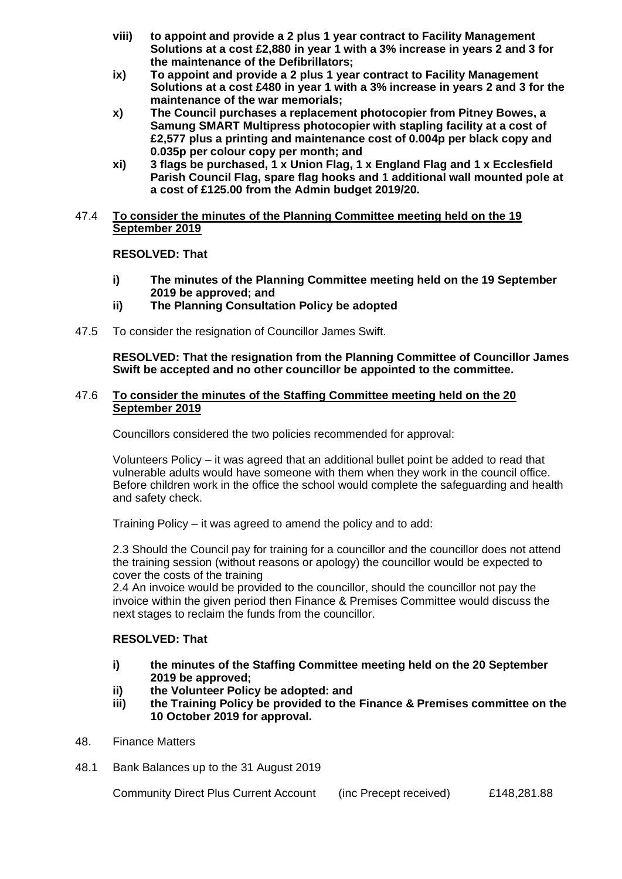**viii) to appoint and provide a 2 plus 1 year contract to Facility Management Solutions at a cost £2,880 in year 1 with a 3% increase in years 2 and 3 for the maintenance of the Defibrillators;**

**ix) To appoint and provide a 2 plus 1 year contract to Facility Management Solutions at a cost £480 in year 1 with a 3% increase in years 2 and 3 for the maintenance of the war memorials;**

**x) The Council purchases a replacement photocopier from Pitney Bowes, a Samung SMART Multipress photocopier with stapling facility at a cost of £2,577 plus a printing and maintenance cost of 0.004p per black copy and 0.035p per colour copy per month; and**

**xi) 3 flags be purchased, 1 x Union Flag, 1 x England Flag and 1 x Ecclesfield Parish Council Flag, spare flag hooks and 1 additional wall mounted pole at a cost of £125.00 from the Admin budget 2019/20.**

47.4 **To consider the minutes of the Planning Committee meeting held on the 19 September 2019**

**RESOLVED: That**

**i) The minutes of the Planning Committee meeting held on the 19 September 2019 be approved; and**

**ii) The Planning Consultation Policy be adopted**

47.5 To consider the resignation of Councillor James Swift.

**RESOLVED: That the resignation from the Planning Committee of Councillor James Swift be accepted and no other councillor be appointed to the committee.**

47.6 **To consider the minutes of the Staffing Committee meeting held on the 20 September 2019**

Councillors considered the two policies recommended for approval:

Volunteers Policy – it was agreed that an additional bullet point be added to read that vulnerable adults would have someone with them when they work in the council office. Before children work in the office the school would complete the safeguarding and health and safety check.

Training Policy – it was agreed to amend the policy and to add:

2.3 Should the Council pay for training for a councillor and the councillor does not attend the training session (without reasons or apology) the councillor would be expected to cover the costs of the training

2.4 An invoice would be provided to the councillor, should the councillor not pay the invoice within the given period then Finance & Premises Committee would discuss the next stages to reclaim the funds from the councillor.

**RESOLVED: That**

**i) the minutes of the Staffing Committee meeting held on the 20 September 2019 be approved;**

**ii) the Volunteer Policy be adopted: and**

**iii) the Training Policy be provided to the Finance & Premises committee on the 10 October 2019 for approval.**

48. Finance Matters

48.1 Bank Balances up to the 31 August 2019

| | | |
|---|---|---|
| Community Direct Plus Current Account | (inc Precept received) | £148,281.88 |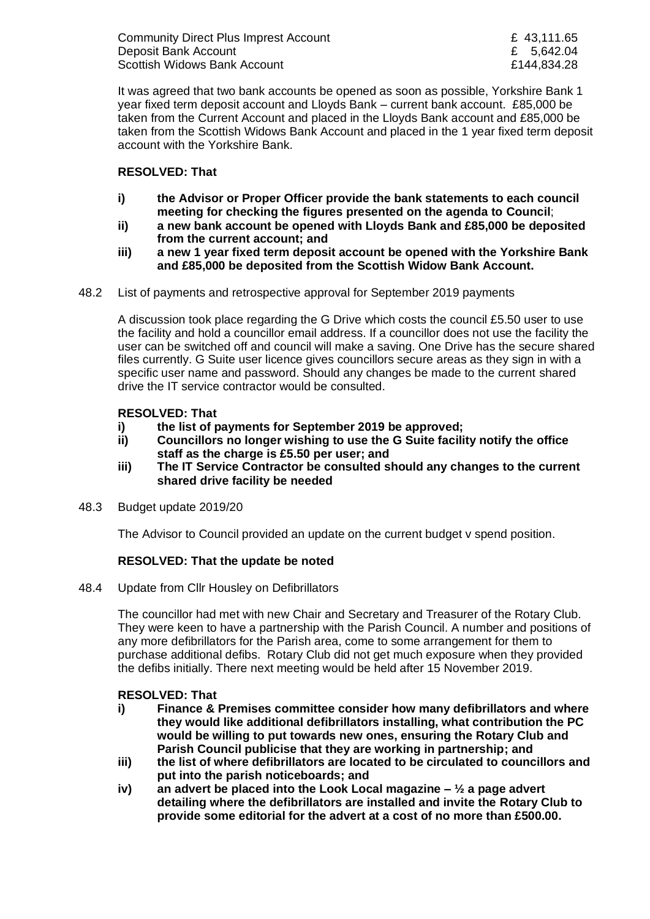| | |
|---|---|
| Community Direct Plus Imprest Account | £ 43,111.65 |
| Deposit Bank Account | £ 5,642.04 |
| Scottish Widows Bank Account | £144,834.28 |

It was agreed that two bank accounts be opened as soon as possible, Yorkshire Bank 1 year fixed term deposit account and Lloyds Bank – current bank account. £85,000 be taken from the Current Account and placed in the Lloyds Bank account and £85,000 be taken from the Scottish Widows Bank Account and placed in the 1 year fixed term deposit account with the Yorkshire Bank.

**RESOLVED: That**

- **i) the Advisor or Proper Officer provide the bank statements to each council meeting for checking the figures presented on the agenda to Council**;
- **ii) a new bank account be opened with Lloyds Bank and £85,000 be deposited from the current account; and**
- **iii) a new 1 year fixed term deposit account be opened with the Yorkshire Bank and £85,000 be deposited from the Scottish Widow Bank Account.**

48.2 List of payments and retrospective approval for September 2019 payments

A discussion took place regarding the G Drive which costs the council £5.50 user to use the facility and hold a councillor email address. If a councillor does not use the facility the user can be switched off and council will make a saving. One Drive has the secure shared files currently. G Suite user licence gives councillors secure areas as they sign in with a specific user name and password. Should any changes be made to the current shared drive the IT service contractor would be consulted.

**RESOLVED: That**

- **i) the list of payments for September 2019 be approved;**
- **ii) Councillors no longer wishing to use the G Suite facility notify the office staff as the charge is £5.50 per user; and**
- **iii) The IT Service Contractor be consulted should any changes to the current shared drive facility be needed**

48.3 Budget update 2019/20

The Advisor to Council provided an update on the current budget v spend position.

**RESOLVED: That the update be noted**

48.4 Update from Cllr Housley on Defibrillators

The councillor had met with new Chair and Secretary and Treasurer of the Rotary Club. They were keen to have a partnership with the Parish Council. A number and positions of any more defibrillators for the Parish area, come to some arrangement for them to purchase additional defibs. Rotary Club did not get much exposure when they provided the defibs initially. There next meeting would be held after 15 November 2019.

**RESOLVED: That**

- **i) Finance & Premises committee consider how many defibrillators and where they would like additional defibrillators installing, what contribution the PC would be willing to put towards new ones, ensuring the Rotary Club and Parish Council publicise that they are working in partnership; and**
- **iii) the list of where defibrillators are located to be circulated to councillors and put into the parish noticeboards; and**
- **iv) an advert be placed into the Look Local magazine – ½ a page advert detailing where the defibrillators are installed and invite the Rotary Club to provide some editorial for the advert at a cost of no more than £500.00.**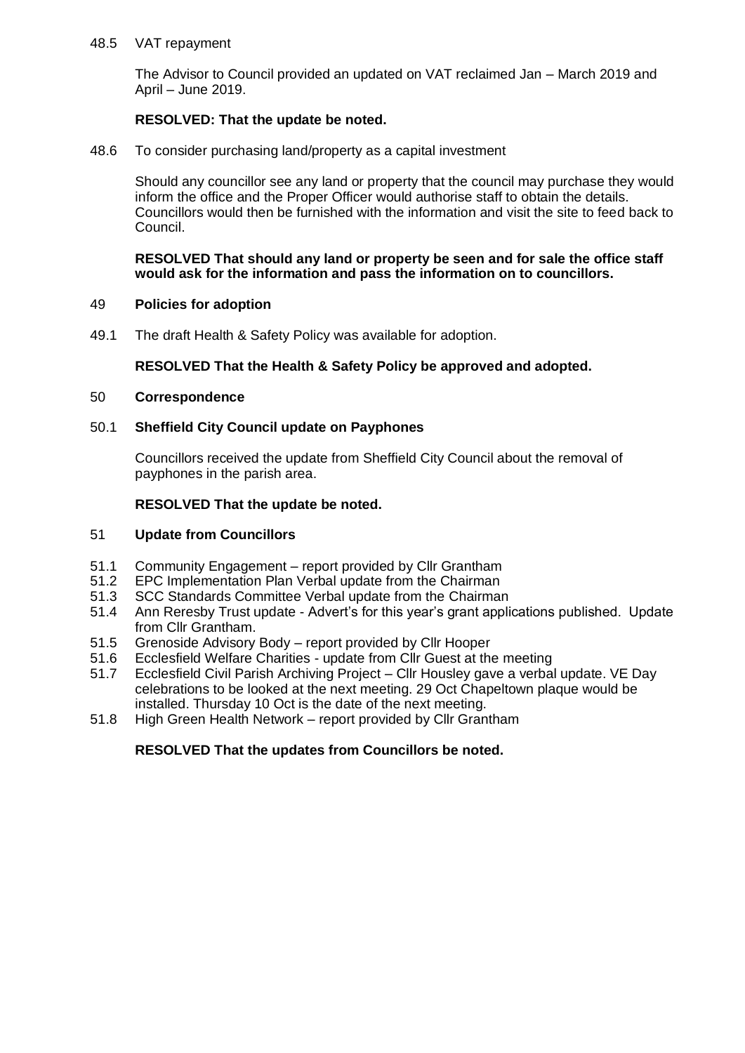48.5 VAT repayment

The Advisor to Council provided an updated on VAT reclaimed Jan – March 2019 and April – June 2019.

**RESOLVED: That the update be noted.**

48.6 To consider purchasing land/property as a capital investment

Should any councillor see any land or property that the council may purchase they would inform the office and the Proper Officer would authorise staff to obtain the details. Councillors would then be furnished with the information and visit the site to feed back to Council.

**RESOLVED That should any land or property be seen and for sale the office staff would ask for the information and pass the information on to councillors.**

49 **Policies for adoption**

49.1 The draft Health & Safety Policy was available for adoption.

**RESOLVED That the Health & Safety Policy be approved and adopted.**

50 **Correspondence**

50.1 **Sheffield City Council update on Payphones**

Councillors received the update from Sheffield City Council about the removal of payphones in the parish area.

**RESOLVED That the update be noted.**

51 **Update from Councillors**

51.1 Community Engagement – report provided by Cllr Grantham
51.2 EPC Implementation Plan Verbal update from the Chairman
51.3 SCC Standards Committee Verbal update from the Chairman
51.4 Ann Reresby Trust update - Advert's for this year's grant applications published. Update from Cllr Grantham.
51.5 Grenoside Advisory Body – report provided by Cllr Hooper
51.6 Ecclesfield Welfare Charities - update from Cllr Guest at the meeting
51.7 Ecclesfield Civil Parish Archiving Project – Cllr Housley gave a verbal update. VE Day celebrations to be looked at the next meeting. 29 Oct Chapeltown plaque would be installed. Thursday 10 Oct is the date of the next meeting.
51.8 High Green Health Network – report provided by Cllr Grantham

**RESOLVED That the updates from Councillors be noted.**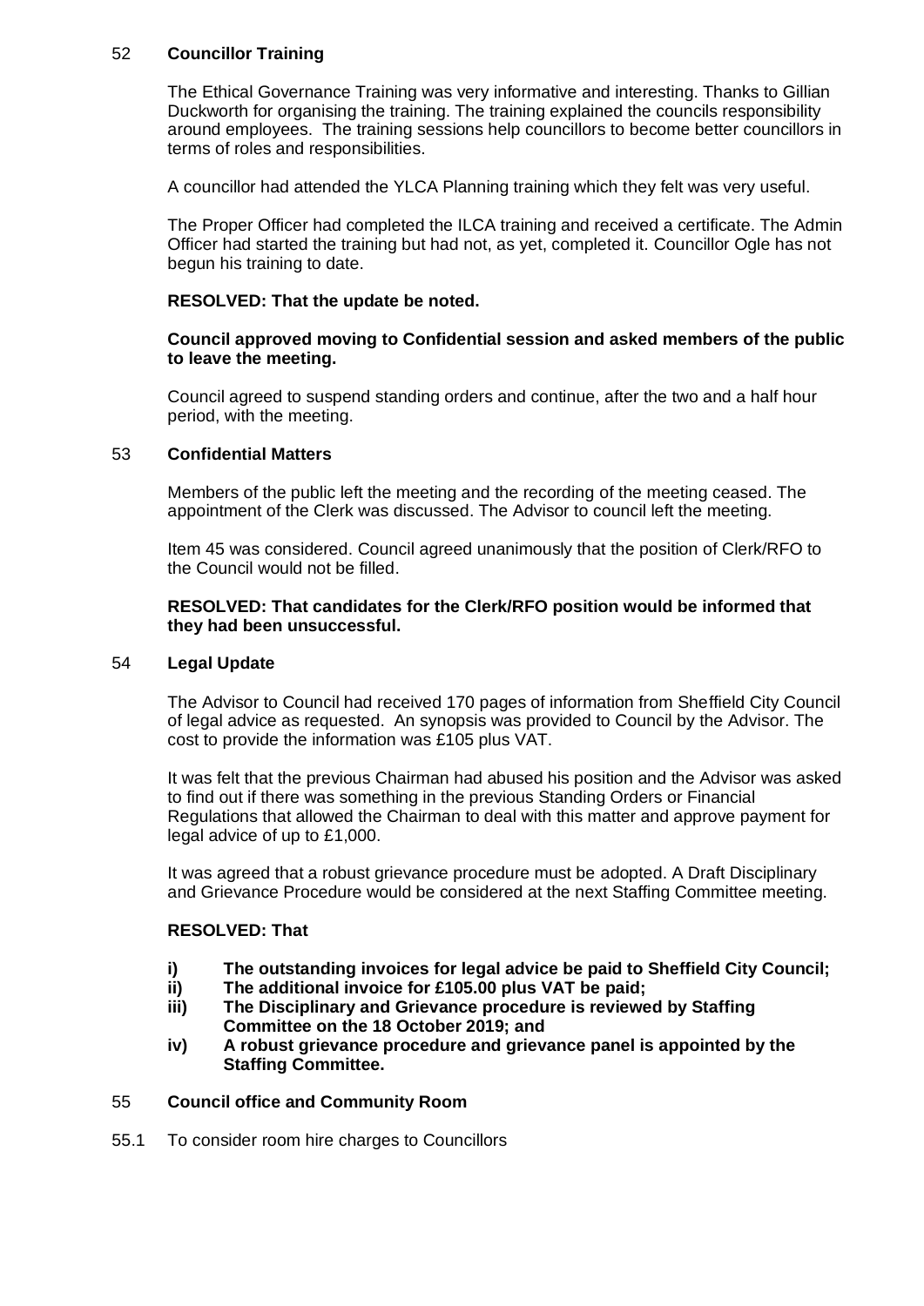## 52 Councillor Training

The Ethical Governance Training was very informative and interesting. Thanks to Gillian Duckworth for organising the training. The training explained the councils responsibility around employees. The training sessions help councillors to become better councillors in terms of roles and responsibilities.

A councillor had attended the YLCA Planning training which they felt was very useful.

The Proper Officer had completed the ILCA training and received a certificate. The Admin Officer had started the training but had not, as yet, completed it. Councillor Ogle has not begun his training to date.

**RESOLVED: That the update be noted.**

**Council approved moving to Confidential session and asked members of the public to leave the meeting.**

Council agreed to suspend standing orders and continue, after the two and a half hour period, with the meeting.

## 53 Confidential Matters

Members of the public left the meeting and the recording of the meeting ceased. The appointment of the Clerk was discussed. The Advisor to council left the meeting.

Item 45 was considered. Council agreed unanimously that the position of Clerk/RFO to the Council would not be filled.

**RESOLVED: That candidates for the Clerk/RFO position would be informed that they had been unsuccessful.**

## 54 Legal Update

The Advisor to Council had received 170 pages of information from Sheffield City Council of legal advice as requested. An synopsis was provided to Council by the Advisor. The cost to provide the information was £105 plus VAT.

It was felt that the previous Chairman had abused his position and the Advisor was asked to find out if there was something in the previous Standing Orders or Financial Regulations that allowed the Chairman to deal with this matter and approve payment for legal advice of up to £1,000.

It was agreed that a robust grievance procedure must be adopted. A Draft Disciplinary and Grievance Procedure would be considered at the next Staffing Committee meeting.

**RESOLVED: That**

- **i) The outstanding invoices for legal advice be paid to Sheffield City Council;**
- **ii) The additional invoice for £105.00 plus VAT be paid;**
- **iii) The Disciplinary and Grievance procedure is reviewed by Staffing Committee on the 18 October 2019; and**
- **iv) A robust grievance procedure and grievance panel is appointed by the Staffing Committee.**

## 55 Council office and Community Room

55.1 To consider room hire charges to Councillors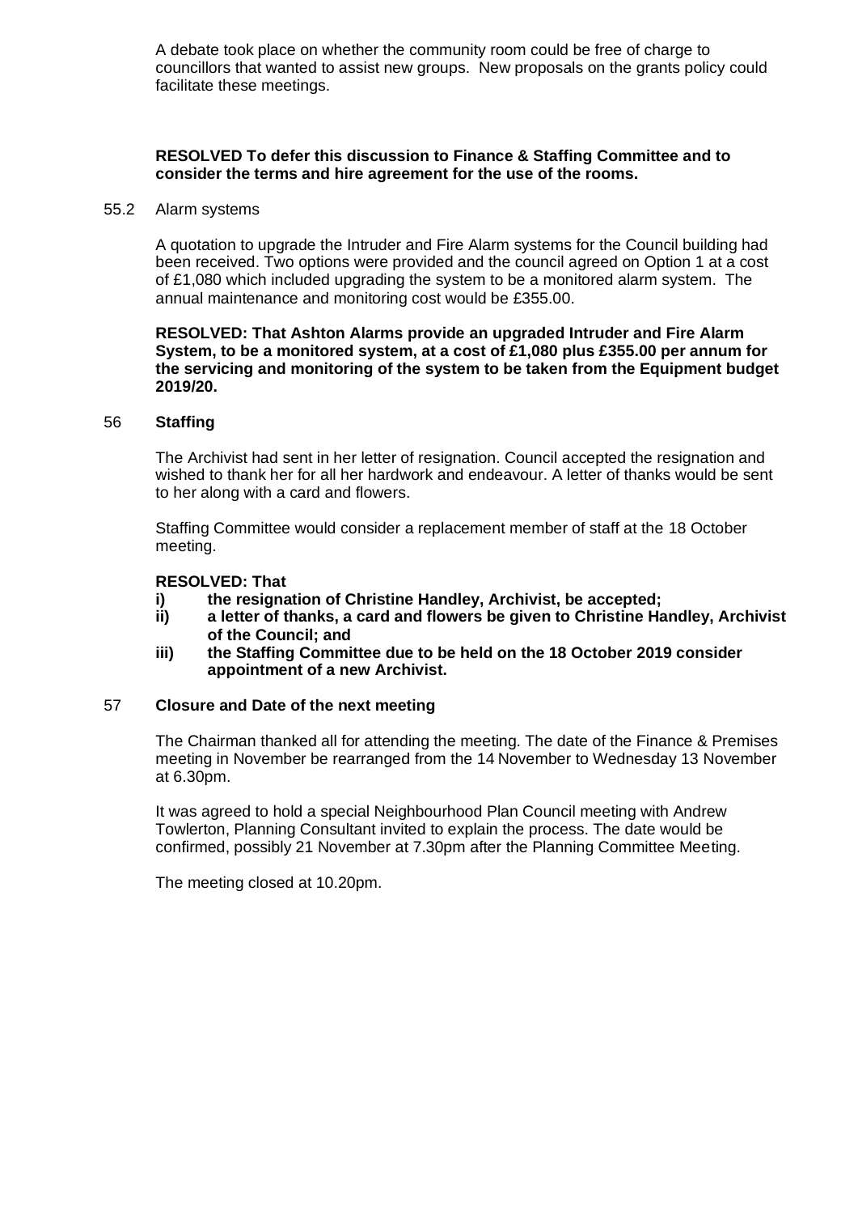A debate took place on whether the community room could be free of charge to councillors that wanted to assist new groups. New proposals on the grants policy could facilitate these meetings.

**RESOLVED To defer this discussion to Finance & Staffing Committee and to consider the terms and hire agreement for the use of the rooms.**

55.2 Alarm systems

A quotation to upgrade the Intruder and Fire Alarm systems for the Council building had been received. Two options were provided and the council agreed on Option 1 at a cost of £1,080 which included upgrading the system to be a monitored alarm system. The annual maintenance and monitoring cost would be £355.00.

**RESOLVED: That Ashton Alarms provide an upgraded Intruder and Fire Alarm System, to be a monitored system, at a cost of £1,080 plus £355.00 per annum for the servicing and monitoring of the system to be taken from the Equipment budget 2019/20.**

56 **Staffing**

The Archivist had sent in her letter of resignation. Council accepted the resignation and wished to thank her for all her hardwork and endeavour. A letter of thanks would be sent to her along with a card and flowers.

Staffing Committee would consider a replacement member of staff at the 18 October meeting.

**RESOLVED: That**

- **i) the resignation of Christine Handley, Archivist, be accepted;**
- **ii) a letter of thanks, a card and flowers be given to Christine Handley, Archivist of the Council; and**
- **iii) the Staffing Committee due to be held on the 18 October 2019 consider appointment of a new Archivist.**

57 **Closure and Date of the next meeting**

The Chairman thanked all for attending the meeting. The date of the Finance & Premises meeting in November be rearranged from the 14 November to Wednesday 13 November at 6.30pm.

It was agreed to hold a special Neighbourhood Plan Council meeting with Andrew Towlerton, Planning Consultant invited to explain the process. The date would be confirmed, possibly 21 November at 7.30pm after the Planning Committee Meeting.

The meeting closed at 10.20pm.